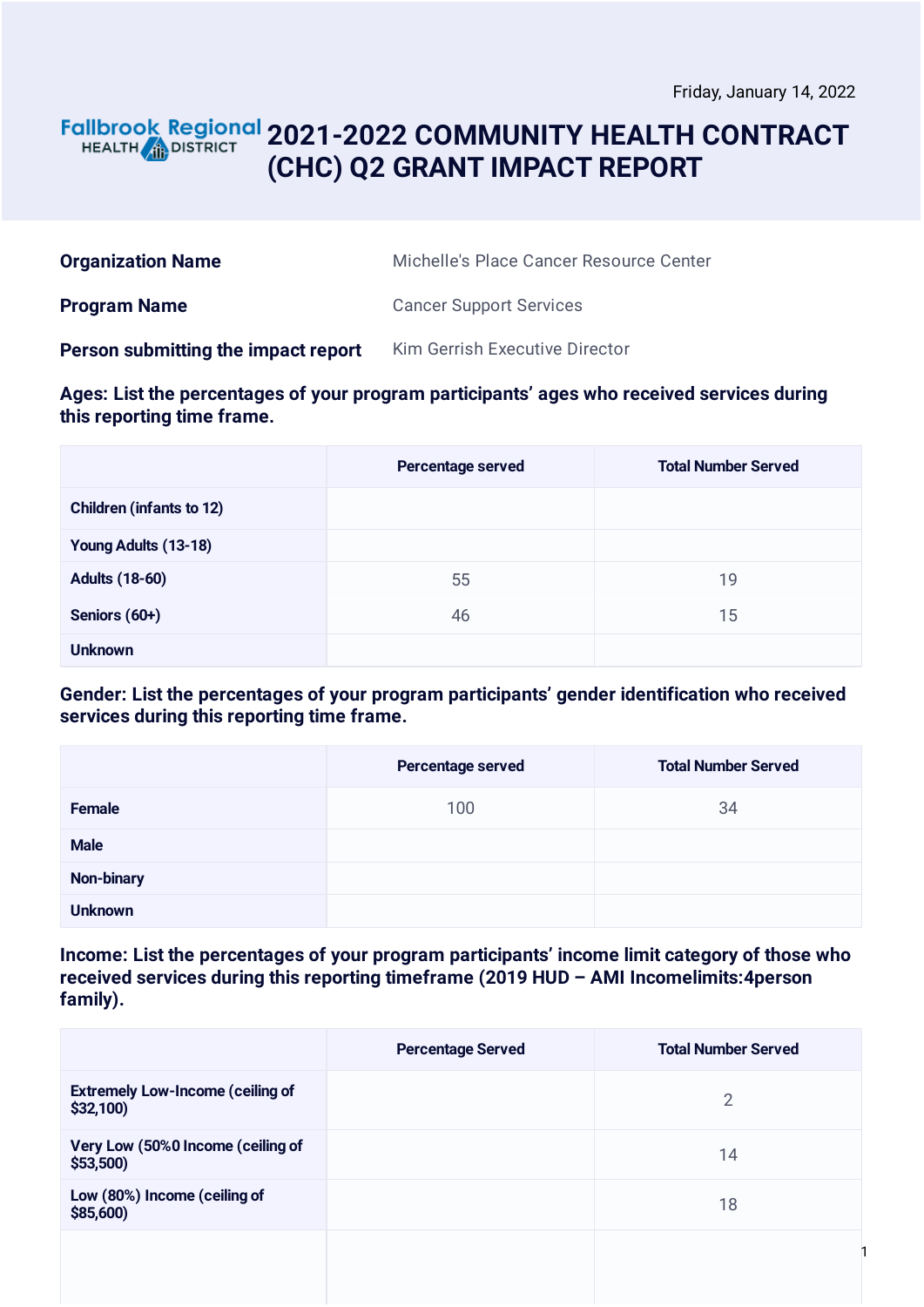Friday, January 14, 2022

Fallbrook Regional HEALTH DISTRICT

# 2021-2022 COMMUNITY HEALTH CONTRACT (CHC) Q2 GRANT IMPACT REPORT

| | |
|---|---|
| **Organization Name** | Michelle's Place Cancer Resource Center |
| **Program Name** | Cancer Support Services |
| **Person submitting the impact report** | Kim Gerrish Executive Director |

### Ages: List the percentages of your program participants' ages who received services during this reporting time frame.

| | Percentage served | Total Number Served |
|---|---|---|
| Children (infants to 12) | | |
| Young Adults (13-18) | | |
| Adults (18-60) | 55 | 19 |
| Seniors (60+) | 46 | 15 |
| Unknown | | |

### Gender: List the percentages of your program participants' gender identification who received services during this reporting time frame.

| | Percentage served | Total Number Served |
|---|---|---|
| Female | 100 | 34 |
| Male | | |
| Non-binary | | |
| Unknown | | |

### Income: List the percentages of your program participants' income limit category of those who received services during this reporting timeframe (2019 HUD – AMI Incomelimits:4person family).

| | Percentage Served | Total Number Served |
|---|---|---|
| Extremely Low-Income (ceiling of $32,100) | | 2 |
| Very Low (50%0 Income (ceiling of $53,500) | | 14 |
| Low (80%) Income (ceiling of $85,600) | | 18 |
| | | |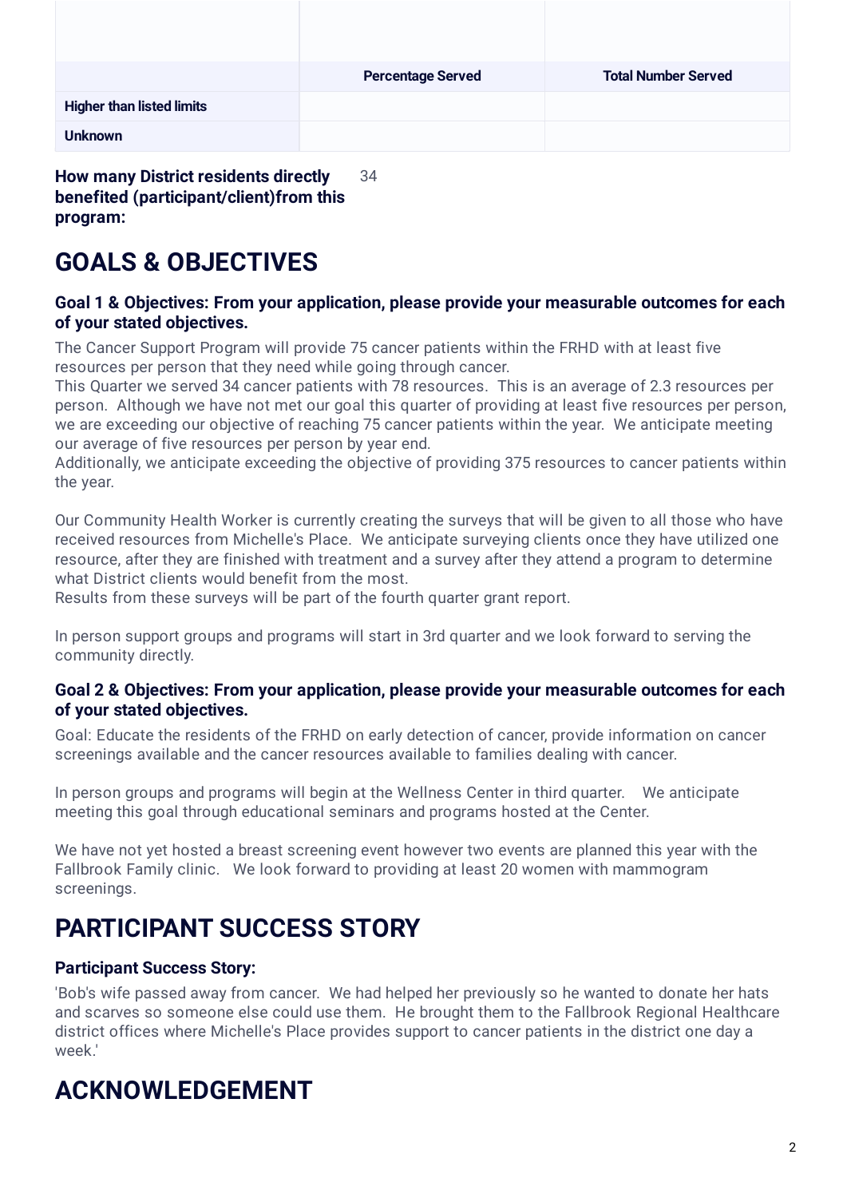| | Percentage Served | Total Number Served |
|---|---|---|
| **Higher than listed limits** | | |
| **Unknown** | | |

**How many District residents directly benefited (participant/client)from this program:** 34

# GOALS & OBJECTIVES

### Goal 1 & Objectives: From your application, please provide your measurable outcomes for each of your stated objectives.

The Cancer Support Program will provide 75 cancer patients within the FRHD with at least five resources per person that they need while going through cancer.
This Quarter we served 34 cancer patients with 78 resources. This is an average of 2.3 resources per person. Although we have not met our goal this quarter of providing at least five resources per person, we are exceeding our objective of reaching 75 cancer patients within the year. We anticipate meeting our average of five resources per person by year end.
Additionally, we anticipate exceeding the objective of providing 375 resources to cancer patients within the year.

Our Community Health Worker is currently creating the surveys that will be given to all those who have received resources from Michelle's Place. We anticipate surveying clients once they have utilized one resource, after they are finished with treatment and a survey after they attend a program to determine what District clients would benefit from the most.
Results from these surveys will be part of the fourth quarter grant report.

In person support groups and programs will start in 3rd quarter and we look forward to serving the community directly.

### Goal 2 & Objectives: From your application, please provide your measurable outcomes for each of your stated objectives.

Goal: Educate the residents of the FRHD on early detection of cancer, provide information on cancer screenings available and the cancer resources available to families dealing with cancer.

In person groups and programs will begin at the Wellness Center in third quarter. We anticipate meeting this goal through educational seminars and programs hosted at the Center.

We have not yet hosted a breast screening event however two events are planned this year with the Fallbrook Family clinic. We look forward to providing at least 20 women with mammogram screenings.

# PARTICIPANT SUCCESS STORY

### Participant Success Story:

'Bob's wife passed away from cancer. We had helped her previously so he wanted to donate her hats and scarves so someone else could use them. He brought them to the Fallbrook Regional Healthcare district offices where Michelle's Place provides support to cancer patients in the district one day a week.'

# ACKNOWLEDGEMENT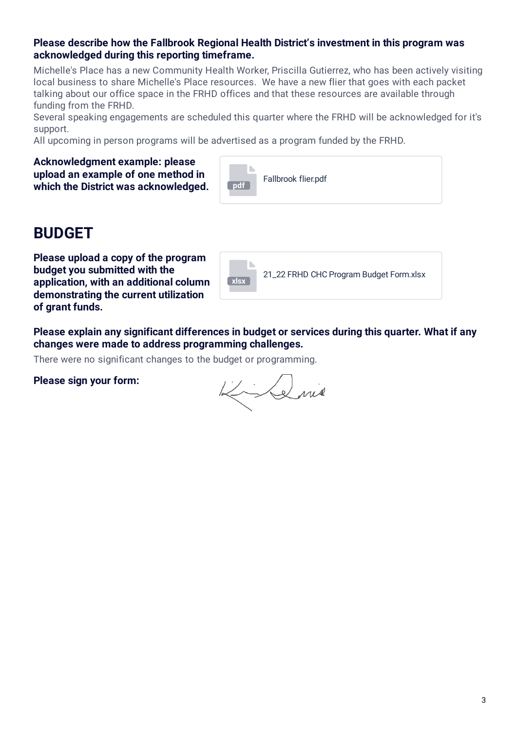**Please describe how the Fallbrook Regional Health District's investment in this program was acknowledged during this reporting timeframe.**

Michelle's Place has a new Community Health Worker, Priscilla Gutierrez, who has been actively visiting local business to share Michelle's Place resources. We have a new flier that goes with each packet talking about our office space in the FRHD offices and that these resources are available through funding from the FRHD.

Several speaking engagements are scheduled this quarter where the FRHD will be acknowledged for it's support.

All upcoming in person programs will be advertised as a program funded by the FRHD.

**Acknowledgment example: please upload an example of one method in which the District was acknowledged.**

pdf Fallbrook flier.pdf

# BUDGET

**Please upload a copy of the program budget you submitted with the application, with an additional column demonstrating the current utilization of grant funds.**

xlsx 21_22 FRHD CHC Program Budget Form.xlsx

**Please explain any significant differences in budget or services during this quarter. What if any changes were made to address programming challenges.**

There were no significant changes to the budget or programming.

**Please sign your form:**